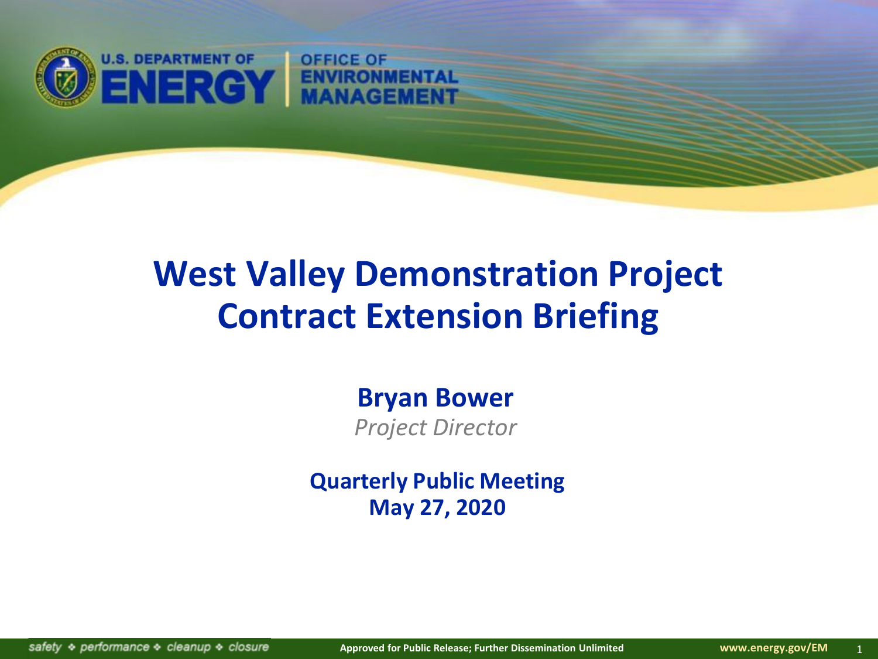U.S. DEPARTMENT OF ENERGY | OFFICE OF ENVIRONMENTAL MANAGEMENT

# West Valley Demonstration Project Contract Extension Briefing

**Bryan Bower**

*Project Director*

**Quarterly Public Meeting**
**May 27, 2020**

safety ❖ performance ❖ cleanup ❖ closure

**Approved for Public Release; Further Dissemination Unlimited**

**www.energy.gov/EM**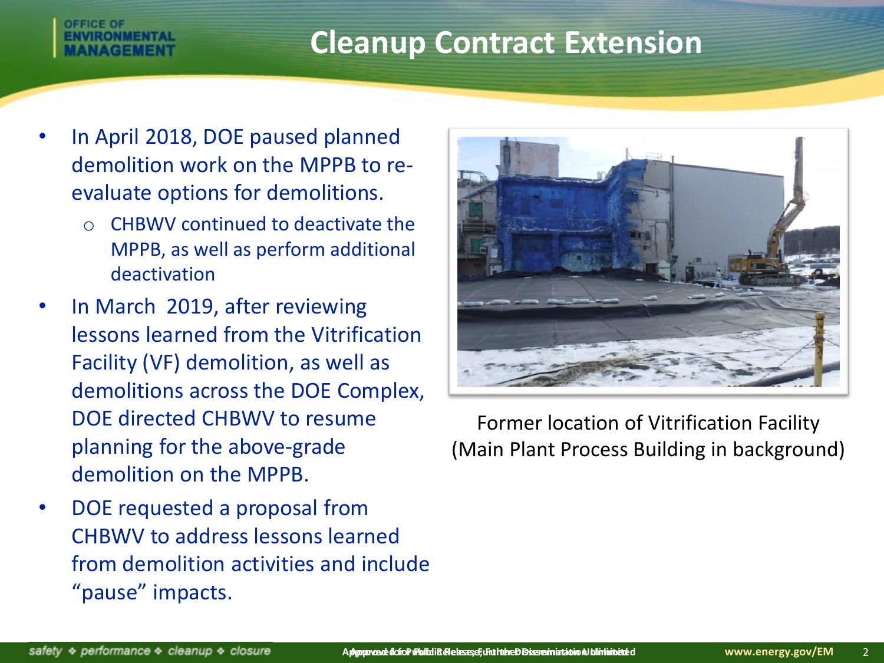# Cleanup Contract Extension

- In April 2018, DOE paused planned demolition work on the MPPB to re-evaluate options for demolitions.
  - CHBWV continued to deactivate the MPPB, as well as perform additional deactivation
- In March 2019, after reviewing lessons learned from the Vitrification Facility (VF) demolition, as well as demolitions across the DOE Complex, DOE directed CHBWV to resume planning for the above-grade demolition on the MPPB.
- DOE requested a proposal from CHBWV to address lessons learned from demolition activities and include "pause" impacts.

Former location of Vitrification Facility (Main Plant Process Building in background)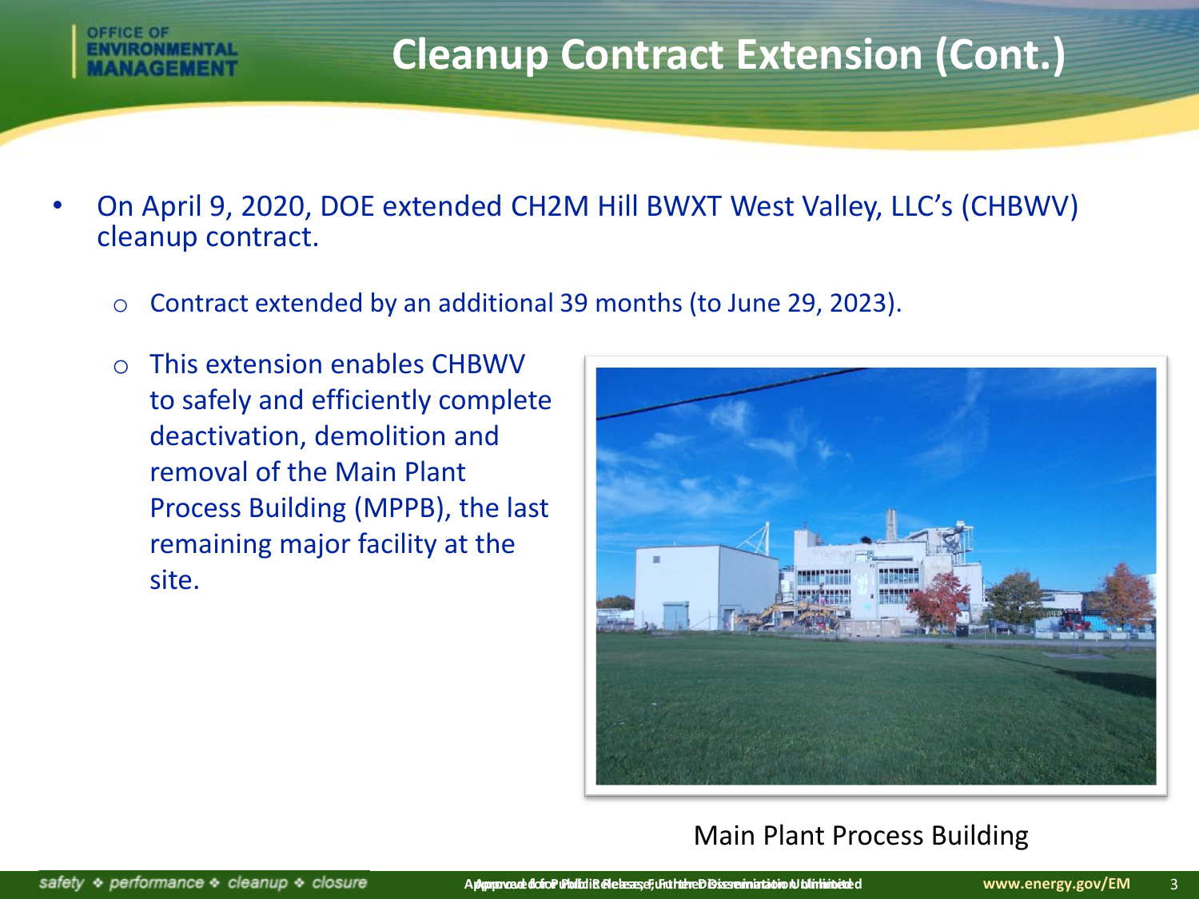# Cleanup Contract Extension (Cont.)

- On April 9, 2020, DOE extended CH2M Hill BWXT West Valley, LLC's (CHBWV) cleanup contract.
  - Contract extended by an additional 39 months (to June 29, 2023).
  - This extension enables CHBWV to safely and efficiently complete deactivation, demolition and removal of the Main Plant Process Building (MPPB), the last remaining major facility at the site.

Main Plant Process Building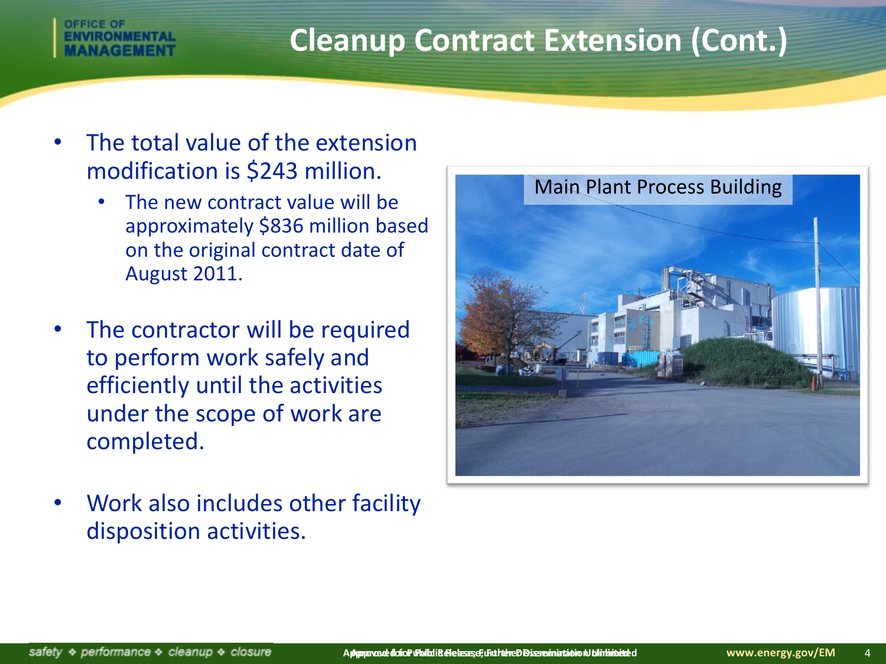# Cleanup Contract Extension (Cont.)

- The total value of the extension modification is $243 million.
  - The new contract value will be approximately $836 million based on the original contract date of August 2011.
- The contractor will be required to perform work safely and efficiently until the activities under the scope of work are completed.
- Work also includes other facility disposition activities.

Main Plant Process Building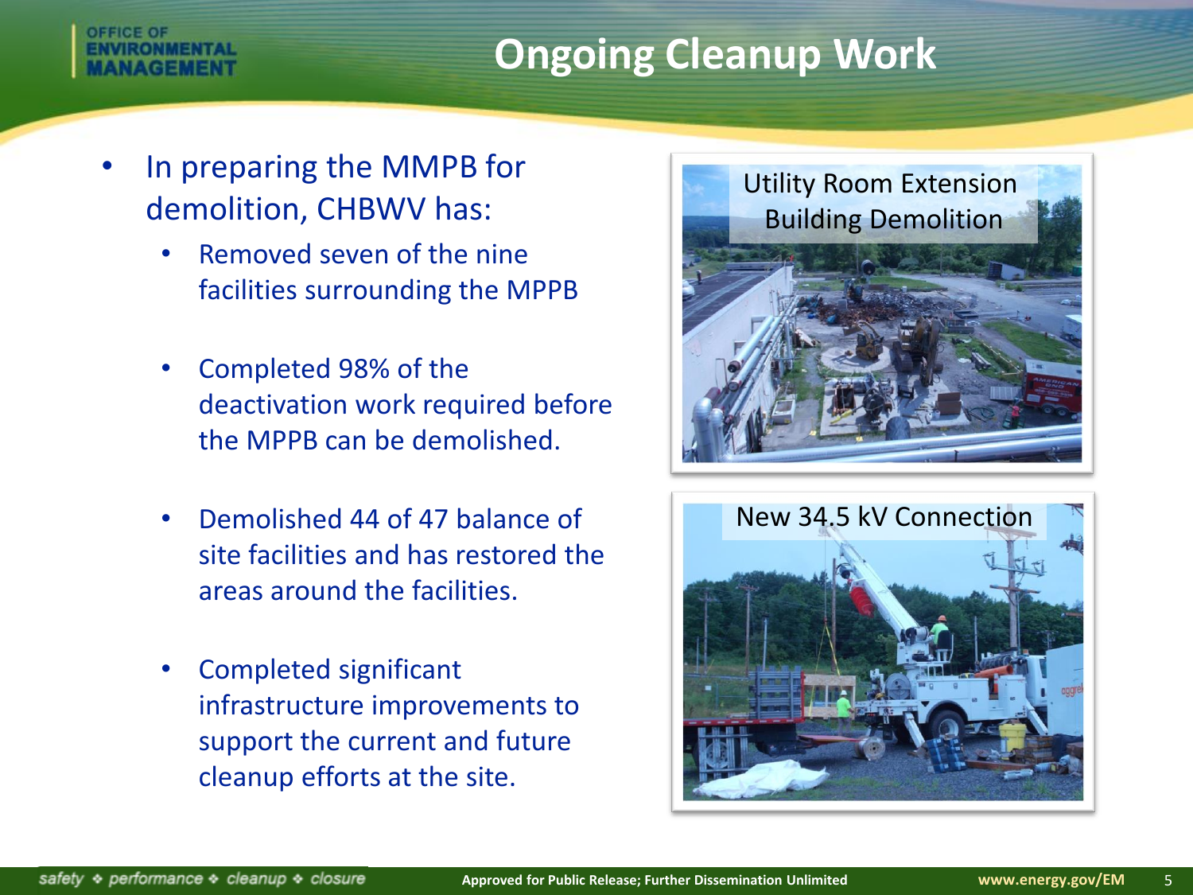# Ongoing Cleanup Work

- In preparing the MMPB for demolition, CHBWV has:
  - Removed seven of the nine facilities surrounding the MPPB
  - Completed 98% of the deactivation work required before the MPPB can be demolished.
  - Demolished 44 of 47 balance of site facilities and has restored the areas around the facilities.
  - Completed significant infrastructure improvements to support the current and future cleanup efforts at the site.

Utility Room Extension Building Demolition

New 34.5 kV Connection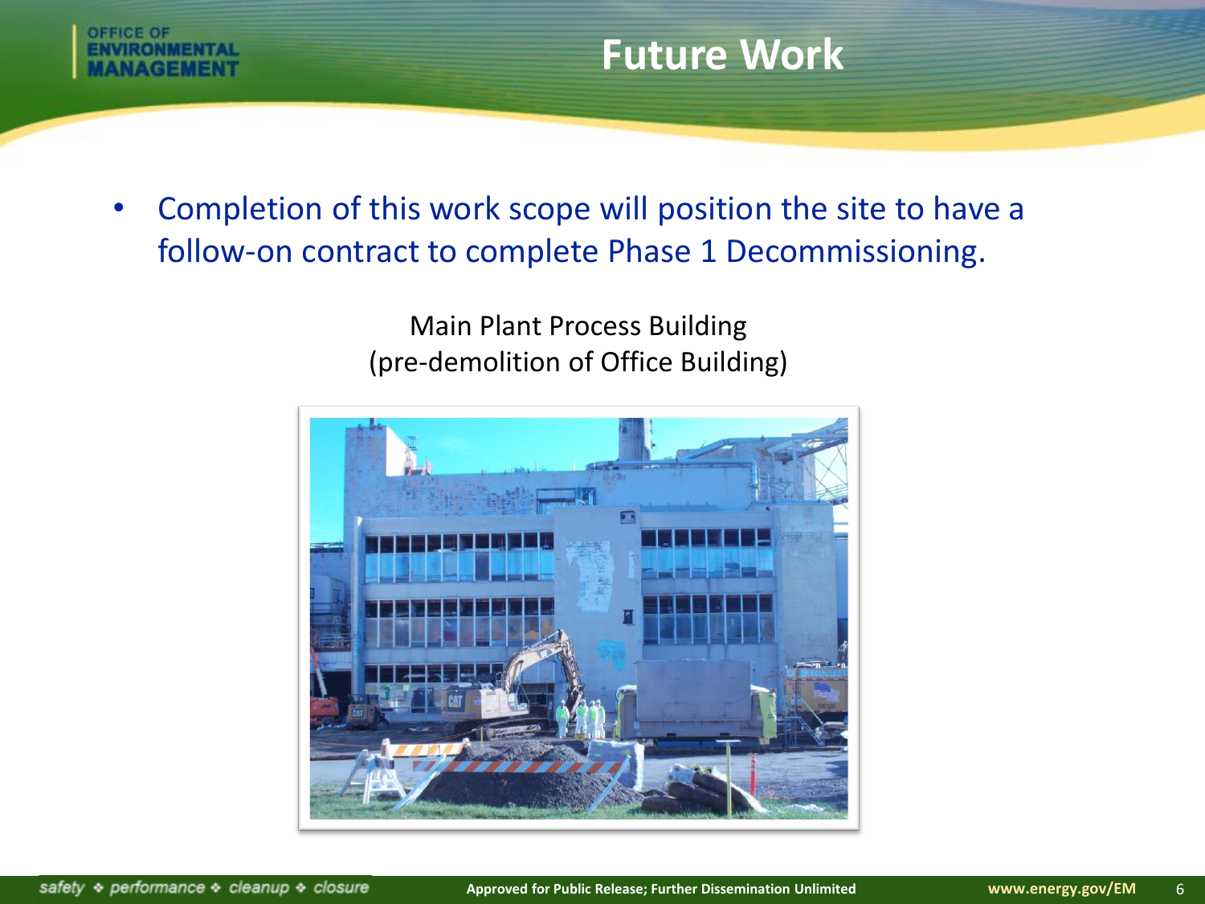# Future Work

- Completion of this work scope will position the site to have a follow-on contract to complete Phase 1 Decommissioning.

Main Plant Process Building
(pre-demolition of Office Building)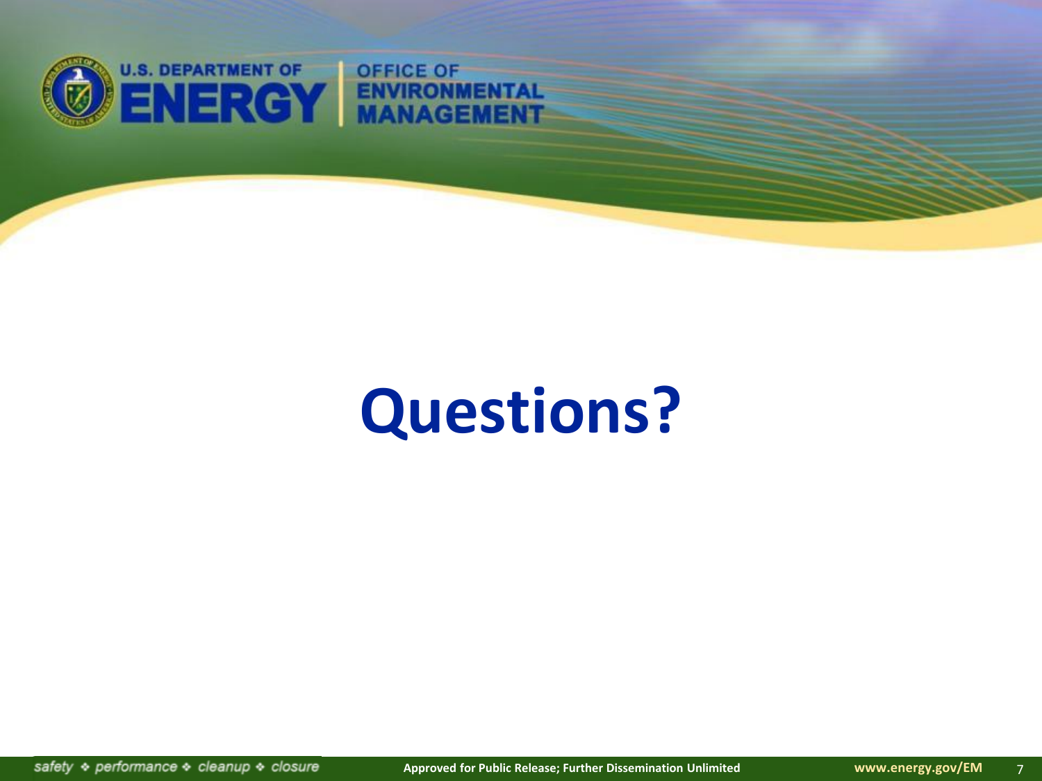# Questions?